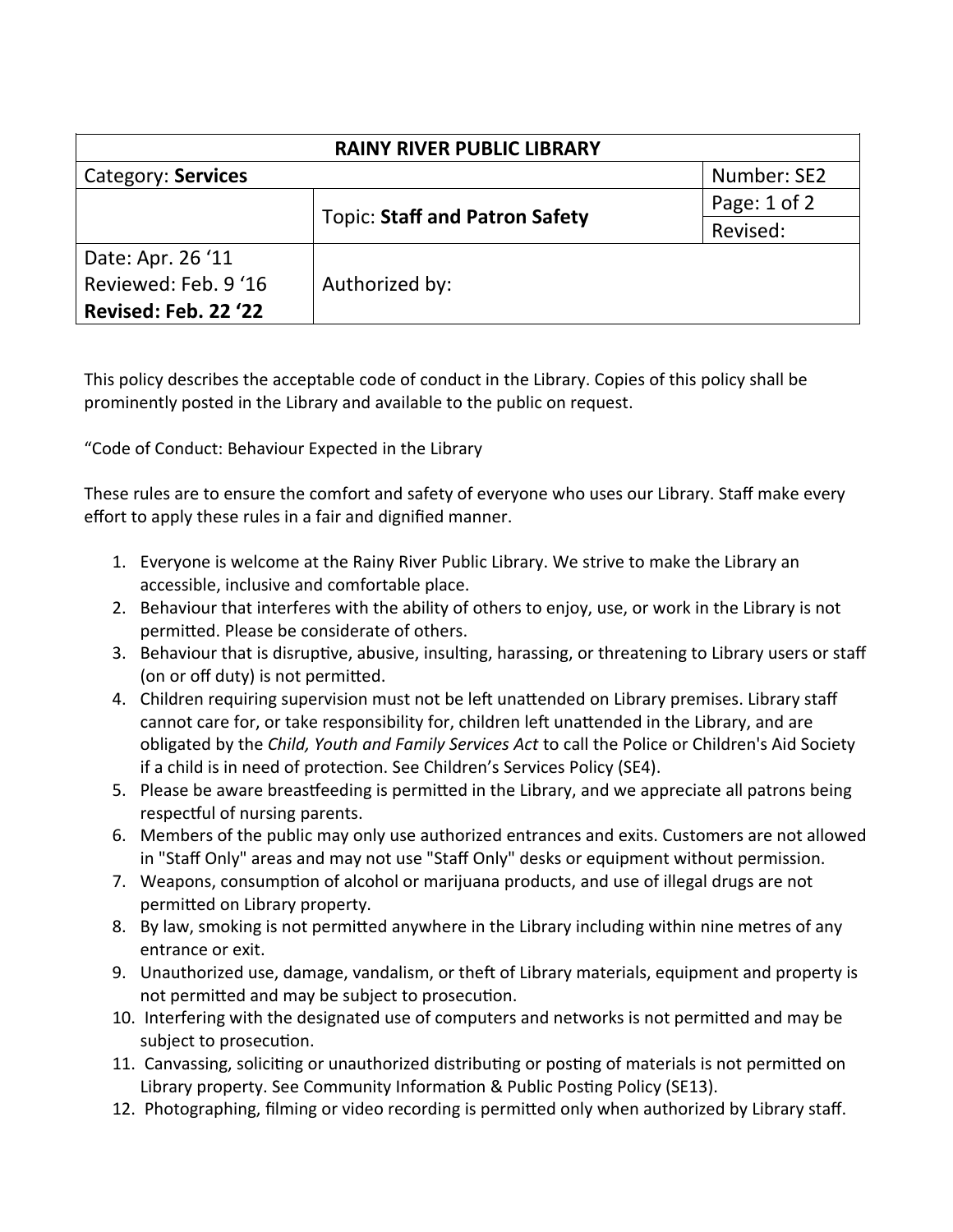| RAINY RIVER PUBLIC LIBRARY | | |
| --- | --- | --- |
| Category: **Services** | | Number: SE2 |
| | Topic: **Staff and Patron Safety** | Page: 1 of 2 |
| | | Revised: |
| Date: Apr. 26 '11<br>Reviewed: Feb. 9 '16<br>**Revised: Feb. 22 '22** | Authorized by: | |

This policy describes the acceptable code of conduct in the Library. Copies of this policy shall be prominently posted in the Library and available to the public on request.

"Code of Conduct: Behaviour Expected in the Library

These rules are to ensure the comfort and safety of everyone who uses our Library. Staff make every effort to apply these rules in a fair and dignified manner.

1. Everyone is welcome at the Rainy River Public Library. We strive to make the Library an accessible, inclusive and comfortable place.
2. Behaviour that interferes with the ability of others to enjoy, use, or work in the Library is not permitted. Please be considerate of others.
3. Behaviour that is disruptive, abusive, insulting, harassing, or threatening to Library users or staff (on or off duty) is not permitted.
4. Children requiring supervision must not be left unattended on Library premises. Library staff cannot care for, or take responsibility for, children left unattended in the Library, and are obligated by the *Child, Youth and Family Services Act* to call the Police or Children's Aid Society if a child is in need of protection. See Children's Services Policy (SE4).
5. Please be aware breastfeeding is permitted in the Library, and we appreciate all patrons being respectful of nursing parents.
6. Members of the public may only use authorized entrances and exits. Customers are not allowed in "Staff Only" areas and may not use "Staff Only" desks or equipment without permission.
7. Weapons, consumption of alcohol or marijuana products, and use of illegal drugs are not permitted on Library property.
8. By law, smoking is not permitted anywhere in the Library including within nine metres of any entrance or exit.
9. Unauthorized use, damage, vandalism, or theft of Library materials, equipment and property is not permitted and may be subject to prosecution.
10. Interfering with the designated use of computers and networks is not permitted and may be subject to prosecution.
11. Canvassing, soliciting or unauthorized distributing or posting of materials is not permitted on Library property. See Community Information & Public Posting Policy (SE13).
12. Photographing, filming or video recording is permitted only when authorized by Library staff.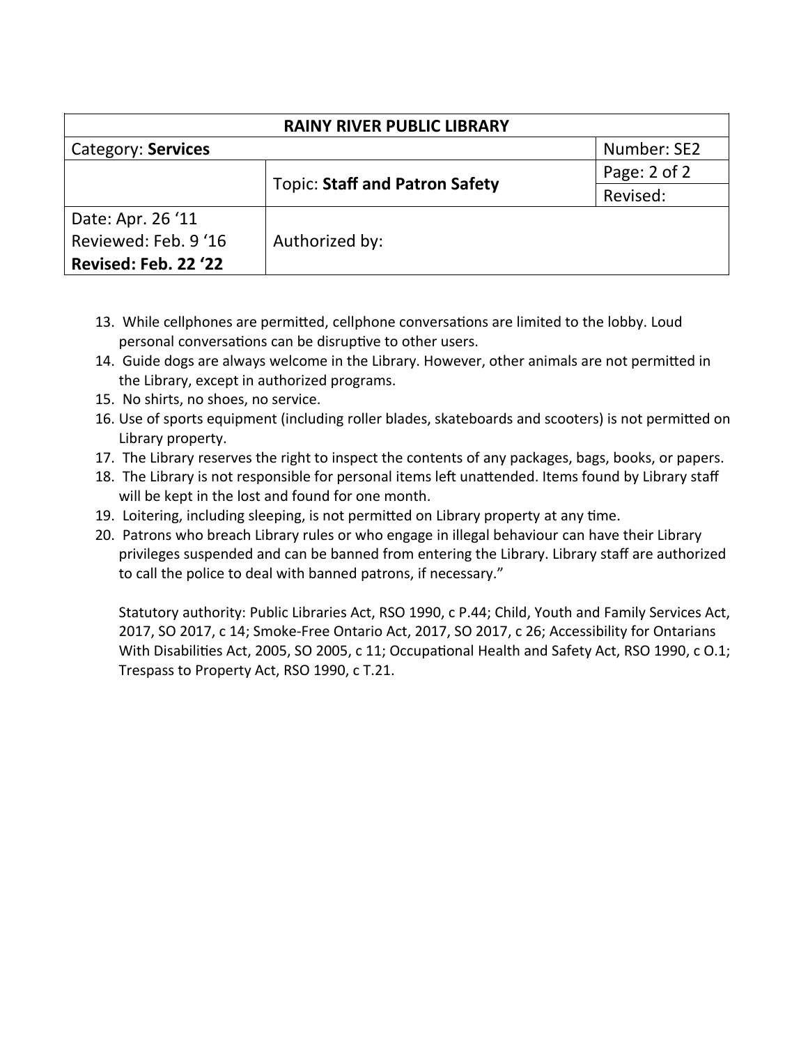| RAINY RIVER PUBLIC LIBRARY | | |
|---|---|---|
| Category: **Services** | | Number: SE2 |
| | Topic: **Staff and Patron Safety** | Page: 2 of 2 |
| | | Revised: |
| Date: Apr. 26 '11<br>Reviewed: Feb. 9 '16<br>**Revised: Feb. 22 '22** | Authorized by: | |

13. While cellphones are permitted, cellphone conversations are limited to the lobby. Loud personal conversations can be disruptive to other users.
14. Guide dogs are always welcome in the Library. However, other animals are not permitted in the Library, except in authorized programs.
15. No shirts, no shoes, no service.
16. Use of sports equipment (including roller blades, skateboards and scooters) is not permitted on Library property.
17. The Library reserves the right to inspect the contents of any packages, bags, books, or papers.
18. The Library is not responsible for personal items left unattended. Items found by Library staff will be kept in the lost and found for one month.
19. Loitering, including sleeping, is not permitted on Library property at any time.
20. Patrons who breach Library rules or who engage in illegal behaviour can have their Library privileges suspended and can be banned from entering the Library. Library staff are authorized to call the police to deal with banned patrons, if necessary."

    Statutory authority: Public Libraries Act, RSO 1990, c P.44; Child, Youth and Family Services Act, 2017, SO 2017, c 14; Smoke-Free Ontario Act, 2017, SO 2017, c 26; Accessibility for Ontarians With Disabilities Act, 2005, SO 2005, c 11; Occupational Health and Safety Act, RSO 1990, c O.1; Trespass to Property Act, RSO 1990, c T.21.